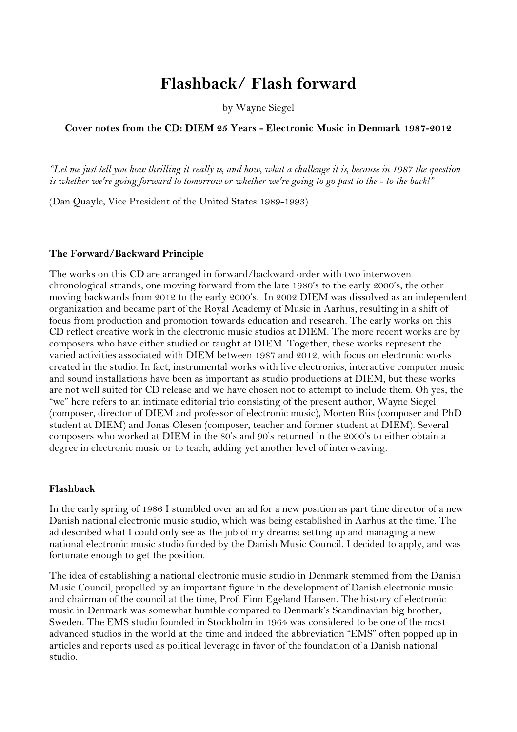# Flashback/ Flash forward

by Wayne Siegel

**Cover notes from the CD: DIEM 25 Years - Electronic Music in Denmark 1987-2012**

*"Let me just tell you how thrilling it really is, and how, what a challenge it is, because in 1987 the question is whether we're going forward to tomorrow or whether we're going to go past to the - to the back!"*

(Dan Quayle, Vice President of the United States 1989-1993)

### The Forward/Backward Principle

The works on this CD are arranged in forward/backward order with two interwoven chronological strands, one moving forward from the late 1980's to the early 2000's, the other moving backwards from 2012 to the early 2000's. In 2002 DIEM was dissolved as an independent organization and became part of the Royal Academy of Music in Aarhus, resulting in a shift of focus from production and promotion towards education and research. The early works on this CD reflect creative work in the electronic music studios at DIEM. The more recent works are by composers who have either studied or taught at DIEM. Together, these works represent the varied activities associated with DIEM between 1987 and 2012, with focus on electronic works created in the studio. In fact, instrumental works with live electronics, interactive computer music and sound installations have been as important as studio productions at DIEM, but these works are not well suited for CD release and we have chosen not to attempt to include them. Oh yes, the "we" here refers to an intimate editorial trio consisting of the present author, Wayne Siegel (composer, director of DIEM and professor of electronic music), Morten Riis (composer and PhD student at DIEM) and Jonas Olesen (composer, teacher and former student at DIEM). Several composers who worked at DIEM in the 80's and 90's returned in the 2000's to either obtain a degree in electronic music or to teach, adding yet another level of interweaving.

### Flashback

In the early spring of 1986 I stumbled over an ad for a new position as part time director of a new Danish national electronic music studio, which was being established in Aarhus at the time. The ad described what I could only see as the job of my dreams: setting up and managing a new national electronic music studio funded by the Danish Music Council. I decided to apply, and was fortunate enough to get the position.

The idea of establishing a national electronic music studio in Denmark stemmed from the Danish Music Council, propelled by an important figure in the development of Danish electronic music and chairman of the council at the time, Prof. Finn Egeland Hansen. The history of electronic music in Denmark was somewhat humble compared to Denmark's Scandinavian big brother, Sweden. The EMS studio founded in Stockholm in 1964 was considered to be one of the most advanced studios in the world at the time and indeed the abbreviation "EMS" often popped up in articles and reports used as political leverage in favor of the foundation of a Danish national studio.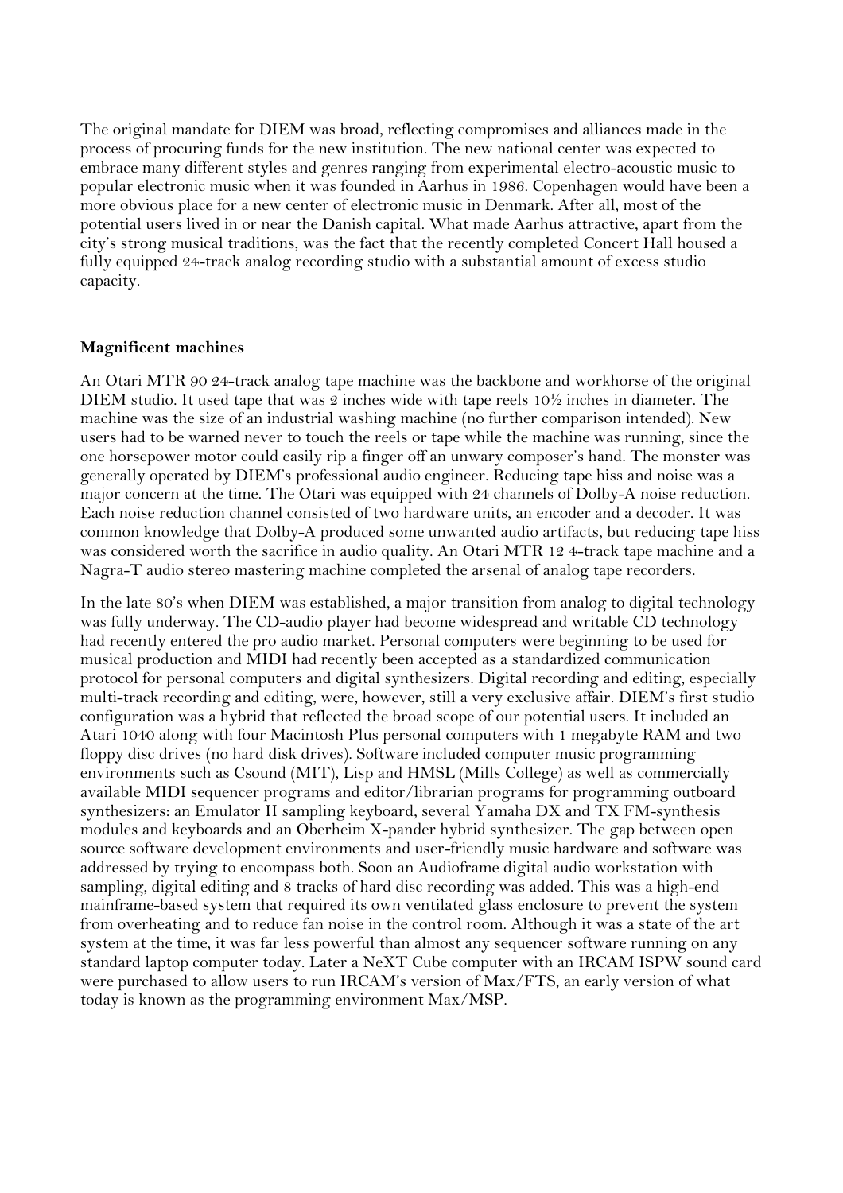The original mandate for DIEM was broad, reflecting compromises and alliances made in the process of procuring funds for the new institution. The new national center was expected to embrace many different styles and genres ranging from experimental electro-acoustic music to popular electronic music when it was founded in Aarhus in 1986. Copenhagen would have been a more obvious place for a new center of electronic music in Denmark. After all, most of the potential users lived in or near the Danish capital. What made Aarhus attractive, apart from the city's strong musical traditions, was the fact that the recently completed Concert Hall housed a fully equipped 24-track analog recording studio with a substantial amount of excess studio capacity.

**Magnificent machines**

An Otari MTR 90 24-track analog tape machine was the backbone and workhorse of the original DIEM studio. It used tape that was 2 inches wide with tape reels 10½ inches in diameter. The machine was the size of an industrial washing machine (no further comparison intended). New users had to be warned never to touch the reels or tape while the machine was running, since the one horsepower motor could easily rip a finger off an unwary composer's hand. The monster was generally operated by DIEM's professional audio engineer. Reducing tape hiss and noise was a major concern at the time. The Otari was equipped with 24 channels of Dolby-A noise reduction. Each noise reduction channel consisted of two hardware units, an encoder and a decoder. It was common knowledge that Dolby-A produced some unwanted audio artifacts, but reducing tape hiss was considered worth the sacrifice in audio quality. An Otari MTR 12 4-track tape machine and a Nagra-T audio stereo mastering machine completed the arsenal of analog tape recorders.

In the late 80's when DIEM was established, a major transition from analog to digital technology was fully underway. The CD-audio player had become widespread and writable CD technology had recently entered the pro audio market. Personal computers were beginning to be used for musical production and MIDI had recently been accepted as a standardized communication protocol for personal computers and digital synthesizers. Digital recording and editing, especially multi-track recording and editing, were, however, still a very exclusive affair. DIEM's first studio configuration was a hybrid that reflected the broad scope of our potential users. It included an Atari 1040 along with four Macintosh Plus personal computers with 1 megabyte RAM and two floppy disc drives (no hard disk drives). Software included computer music programming environments such as Csound (MIT), Lisp and HMSL (Mills College) as well as commercially available MIDI sequencer programs and editor/librarian programs for programming outboard synthesizers: an Emulator II sampling keyboard, several Yamaha DX and TX FM-synthesis modules and keyboards and an Oberheim X-pander hybrid synthesizer. The gap between open source software development environments and user-friendly music hardware and software was addressed by trying to encompass both. Soon an Audioframe digital audio workstation with sampling, digital editing and 8 tracks of hard disc recording was added. This was a high-end mainframe-based system that required its own ventilated glass enclosure to prevent the system from overheating and to reduce fan noise in the control room. Although it was a state of the art system at the time, it was far less powerful than almost any sequencer software running on any standard laptop computer today. Later a NeXT Cube computer with an IRCAM ISPW sound card were purchased to allow users to run IRCAM's version of Max/FTS, an early version of what today is known as the programming environment Max/MSP.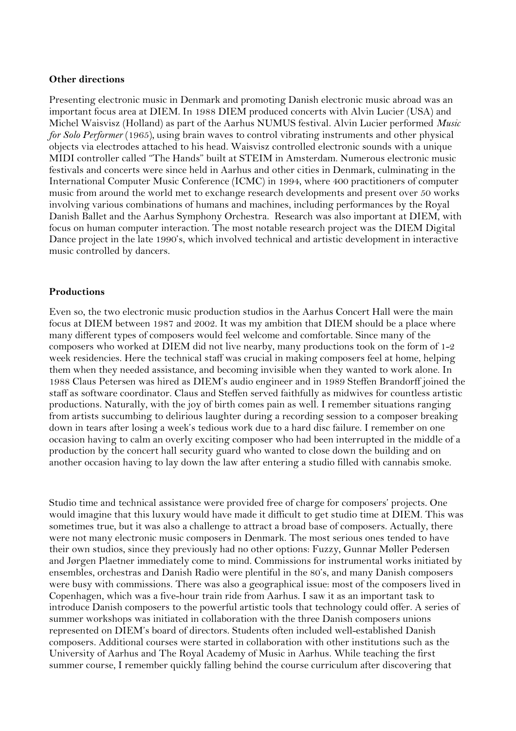**Other directions**

Presenting electronic music in Denmark and promoting Danish electronic music abroad was an important focus area at DIEM. In 1988 DIEM produced concerts with Alvin Lucier (USA) and Michel Waisvisz (Holland) as part of the Aarhus NUMUS festival. Alvin Lucier performed *Music for Solo Performer* (1965), using brain waves to control vibrating instruments and other physical objects via electrodes attached to his head. Waisvisz controlled electronic sounds with a unique MIDI controller called "The Hands" built at STEIM in Amsterdam. Numerous electronic music festivals and concerts were since held in Aarhus and other cities in Denmark, culminating in the International Computer Music Conference (ICMC) in 1994, where 400 practitioners of computer music from around the world met to exchange research developments and present over 50 works involving various combinations of humans and machines, including performances by the Royal Danish Ballet and the Aarhus Symphony Orchestra. Research was also important at DIEM, with focus on human computer interaction. The most notable research project was the DIEM Digital Dance project in the late 1990's, which involved technical and artistic development in interactive music controlled by dancers.

**Productions**

Even so, the two electronic music production studios in the Aarhus Concert Hall were the main focus at DIEM between 1987 and 2002. It was my ambition that DIEM should be a place where many different types of composers would feel welcome and comfortable. Since many of the composers who worked at DIEM did not live nearby, many productions took on the form of 1-2 week residencies. Here the technical staff was crucial in making composers feel at home, helping them when they needed assistance, and becoming invisible when they wanted to work alone. In 1988 Claus Petersen was hired as DIEM's audio engineer and in 1989 Steffen Brandorff joined the staff as software coordinator. Claus and Steffen served faithfully as midwives for countless artistic productions. Naturally, with the joy of birth comes pain as well. I remember situations ranging from artists succumbing to delirious laughter during a recording session to a composer breaking down in tears after losing a week's tedious work due to a hard disc failure. I remember on one occasion having to calm an overly exciting composer who had been interrupted in the middle of a production by the concert hall security guard who wanted to close down the building and on another occasion having to lay down the law after entering a studio filled with cannabis smoke.

Studio time and technical assistance were provided free of charge for composers' projects. One would imagine that this luxury would have made it difficult to get studio time at DIEM. This was sometimes true, but it was also a challenge to attract a broad base of composers. Actually, there were not many electronic music composers in Denmark. The most serious ones tended to have their own studios, since they previously had no other options: Fuzzy, Gunnar Møller Pedersen and Jørgen Plaetner immediately come to mind. Commissions for instrumental works initiated by ensembles, orchestras and Danish Radio were plentiful in the 80's, and many Danish composers were busy with commissions. There was also a geographical issue: most of the composers lived in Copenhagen, which was a five-hour train ride from Aarhus. I saw it as an important task to introduce Danish composers to the powerful artistic tools that technology could offer. A series of summer workshops was initiated in collaboration with the three Danish composers unions represented on DIEM's board of directors. Students often included well-established Danish composers. Additional courses were started in collaboration with other institutions such as the University of Aarhus and The Royal Academy of Music in Aarhus. While teaching the first summer course, I remember quickly falling behind the course curriculum after discovering that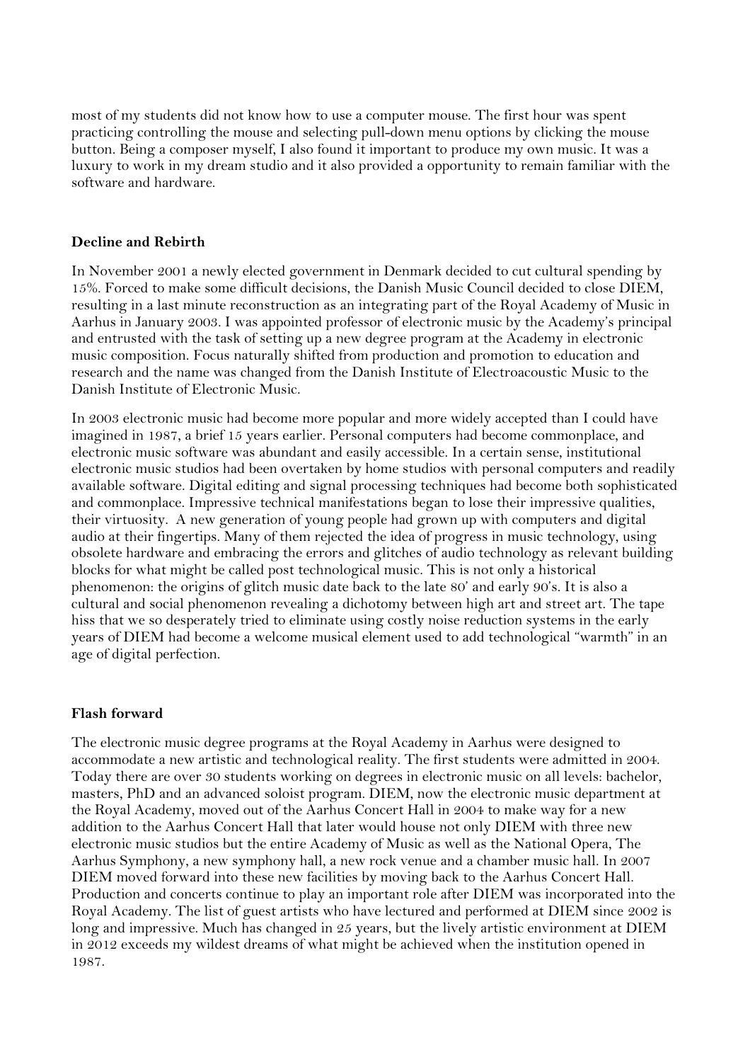most of my students did not know how to use a computer mouse. The first hour was spent practicing controlling the mouse and selecting pull-down menu options by clicking the mouse button. Being a composer myself, I also found it important to produce my own music. It was a luxury to work in my dream studio and it also provided a opportunity to remain familiar with the software and hardware.

## Decline and Rebirth

In November 2001 a newly elected government in Denmark decided to cut cultural spending by 15%. Forced to make some difficult decisions, the Danish Music Council decided to close DIEM, resulting in a last minute reconstruction as an integrating part of the Royal Academy of Music in Aarhus in January 2003. I was appointed professor of electronic music by the Academy's principal and entrusted with the task of setting up a new degree program at the Academy in electronic music composition. Focus naturally shifted from production and promotion to education and research and the name was changed from the Danish Institute of Electroacoustic Music to the Danish Institute of Electronic Music.

In 2003 electronic music had become more popular and more widely accepted than I could have imagined in 1987, a brief 15 years earlier. Personal computers had become commonplace, and electronic music software was abundant and easily accessible. In a certain sense, institutional electronic music studios had been overtaken by home studios with personal computers and readily available software. Digital editing and signal processing techniques had become both sophisticated and commonplace. Impressive technical manifestations began to lose their impressive qualities, their virtuosity. A new generation of young people had grown up with computers and digital audio at their fingertips. Many of them rejected the idea of progress in music technology, using obsolete hardware and embracing the errors and glitches of audio technology as relevant building blocks for what might be called post technological music. This is not only a historical phenomenon: the origins of glitch music date back to the late 80' and early 90's. It is also a cultural and social phenomenon revealing a dichotomy between high art and street art. The tape hiss that we so desperately tried to eliminate using costly noise reduction systems in the early years of DIEM had become a welcome musical element used to add technological "warmth" in an age of digital perfection.

## Flash forward

The electronic music degree programs at the Royal Academy in Aarhus were designed to accommodate a new artistic and technological reality. The first students were admitted in 2004. Today there are over 30 students working on degrees in electronic music on all levels: bachelor, masters, PhD and an advanced soloist program. DIEM, now the electronic music department at the Royal Academy, moved out of the Aarhus Concert Hall in 2004 to make way for a new addition to the Aarhus Concert Hall that later would house not only DIEM with three new electronic music studios but the entire Academy of Music as well as the National Opera, The Aarhus Symphony, a new symphony hall, a new rock venue and a chamber music hall. In 2007 DIEM moved forward into these new facilities by moving back to the Aarhus Concert Hall. Production and concerts continue to play an important role after DIEM was incorporated into the Royal Academy. The list of guest artists who have lectured and performed at DIEM since 2002 is long and impressive. Much has changed in 25 years, but the lively artistic environment at DIEM in 2012 exceeds my wildest dreams of what might be achieved when the institution opened in 1987.